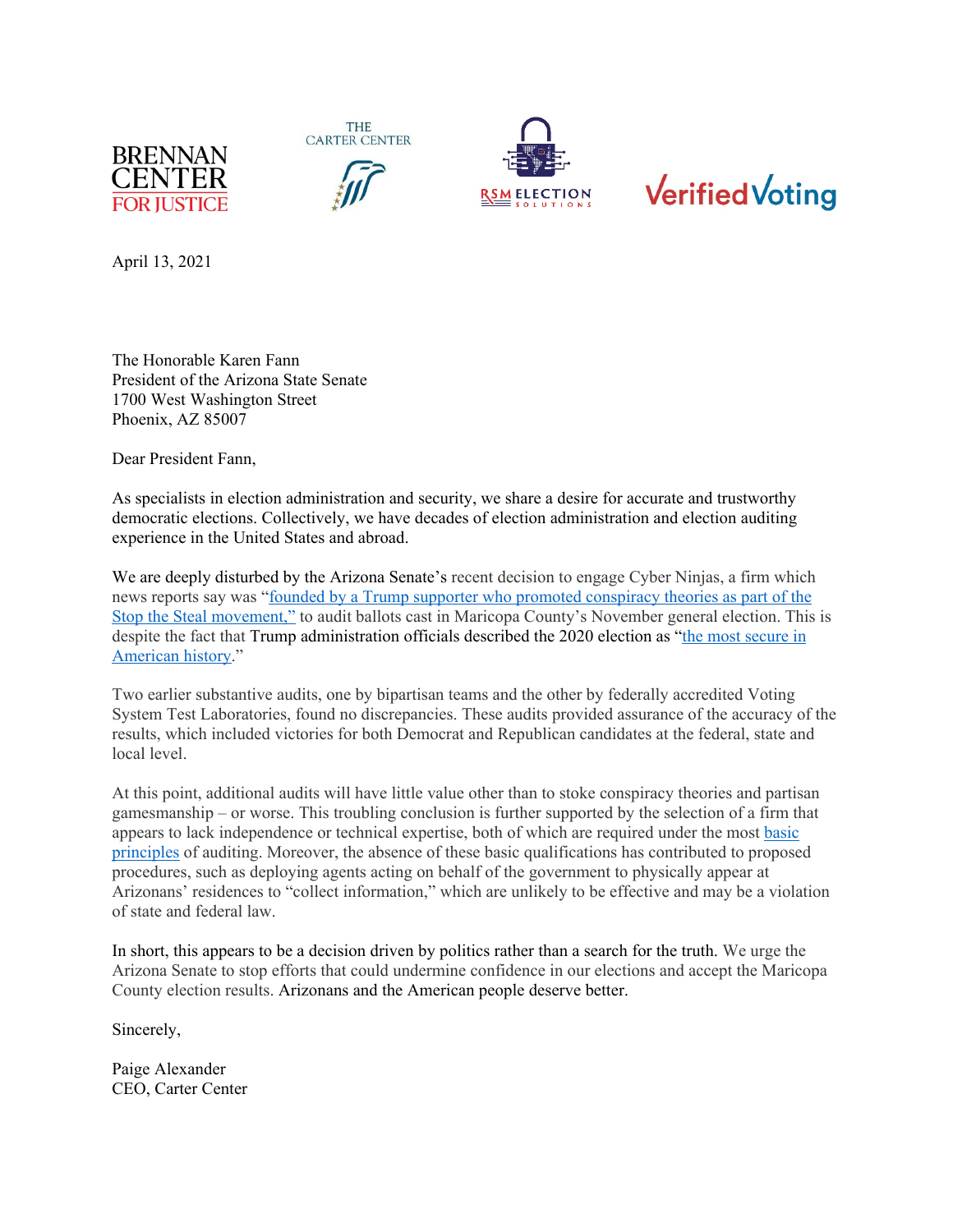BRENNAN CENTER FOR JUSTICE

THE CARTER CENTER

RSM ELECTION SOLUTIONS

VerifiedVoting

April 13, 2021

The Honorable Karen Fann  
President of the Arizona State Senate  
1700 West Washington Street  
Phoenix, AZ 85007

Dear President Fann,

As specialists in election administration and security, we share a desire for accurate and trustworthy democratic elections. Collectively, we have decades of election administration and election auditing experience in the United States and abroad.

We are deeply disturbed by the Arizona Senate's recent decision to engage Cyber Ninjas, a firm which news reports say was "founded by a Trump supporter who promoted conspiracy theories as part of the Stop the Steal movement," to audit ballots cast in Maricopa County's November general election. This is despite the fact that Trump administration officials described the 2020 election as "the most secure in American history."

Two earlier substantive audits, one by bipartisan teams and the other by federally accredited Voting System Test Laboratories, found no discrepancies. These audits provided assurance of the accuracy of the results, which included victories for both Democrat and Republican candidates at the federal, state and local level.

At this point, additional audits will have little value other than to stoke conspiracy theories and partisan gamesmanship – or worse. This troubling conclusion is further supported by the selection of a firm that appears to lack independence or technical expertise, both of which are required under the most basic principles of auditing. Moreover, the absence of these basic qualifications has contributed to proposed procedures, such as deploying agents acting on behalf of the government to physically appear at Arizonans' residences to "collect information," which are unlikely to be effective and may be a violation of state and federal law.

In short, this appears to be a decision driven by politics rather than a search for the truth. We urge the Arizona Senate to stop efforts that could undermine confidence in our elections and accept the Maricopa County election results. Arizonans and the American people deserve better.

Sincerely,

Paige Alexander  
CEO, Carter Center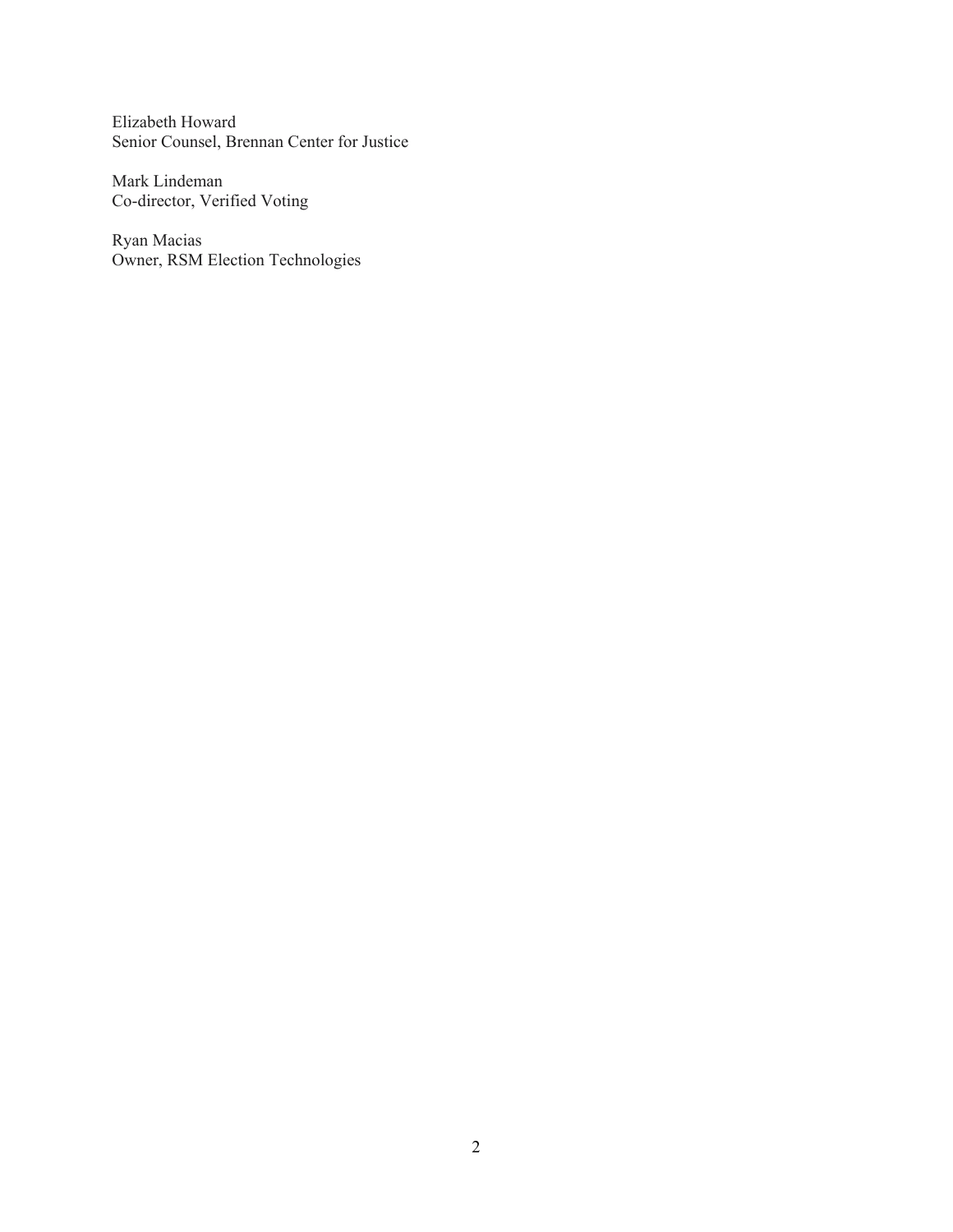Elizabeth Howard
Senior Counsel, Brennan Center for Justice

Mark Lindeman
Co-director, Verified Voting

Ryan Macias
Owner, RSM Election Technologies